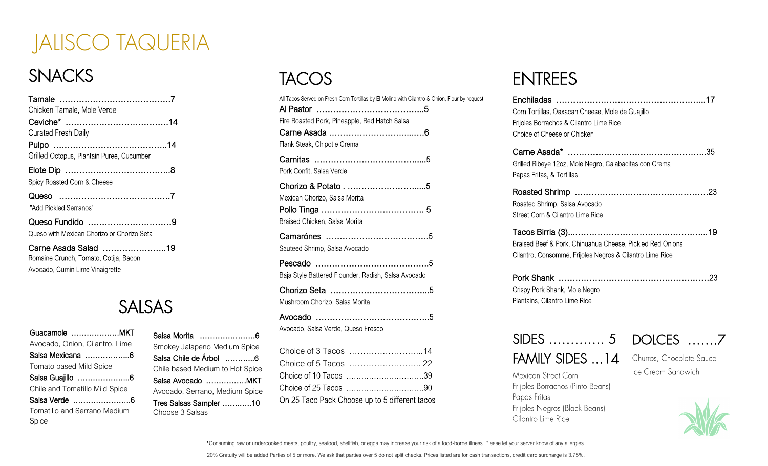# JALISCO TAQUERIA

## SNACKS

**Tamale** ....................................7
Chicken Tamale, Mole Verde

**Ceviche*** ..................................14
Curated Fresh Daily

**Pulpo** .......................................14
Grilled Octopus, Plantain Puree, Cucumber

**Elote Dip** ...................................8
Spicy Roasted Corn & Cheese

**Queso** .......................................7
"Add Pickled Serranos"

**Queso Fundido** ............................9
Queso with Mexican Chorizo or Chorizo Seta

**Carne Asada Salad** .....................19
Romaine Crunch, Tomato, Cotija, Bacon
Avocado, Cumin Lime Vinaigrette

## SALSAS

**Guacamole** ..................MKT
Avocado, Onion, Cilantro, Lime

**Salsa Mexicana** ..................6
Tomato based Mild Spice

**Salsa Guajillo** ....................6
Chile and Tomatillo Mild Spice

**Salsa Verde** ......................6
Tomatillo and Serrano Medium Spice

**Salsa Morita** .....................6
Smokey Jalapeno Medium Spice

**Salsa Chile de Árbol** ...........6
Chile based Medium to Hot Spice

**Salsa Avocado** ................MKT
Avocado, Serrano, Medium Spice

**Tres Salsas Sampler** ...........10
Choose 3 Salsas

## TACOS

All Tacos Served on Fresh Corn Tortillas by El Molino with Cilantro & Onion, Flour by request

**Al Pastor** .....................................5
Fire Roasted Pork, Pineapple, Red Hatch Salsa

**Carne Asada** ................................6
Flank Steak, Chipotle Crema

**Carnitas** .......................................5
Pork Confit, Salsa Verde

**Chorizo & Potato** . .........................5
Mexican Chorizo, Salsa Morita

**Pollo Tinga** .................................. 5
Braised Chicken, Salsa Morita

**Camarónes** ..................................5
Sauteed Shrimp, Salsa Avocado

**Pescado** .......................................5
Baja Style Battered Flounder, Radish, Salsa Avocado

**Chorizo Seta** ................................5
Mushroom Chorizo, Salsa Morita

**Avocado** .......................................5
Avocado, Salsa Verde, Queso Fresco

Choice of 3 Tacos ..........................14
Choice of 5 Tacos .......................... 22
Choice of 10 Tacos ..........................39
Choice of 25 Tacos ..........................90
On 25 Taco Pack Choose up to 5 different tacos

## ENTREES

**Enchiladas** ..................................................17
Corn Tortillas, Oaxacan Cheese, Mole de Guajillo
Frijoles Borrachos & Cilantro Lime Rice
Choice of Cheese or Chicken

**Carne Asada*** ..............................................35
Grilled Ribeye 12oz, Mole Negro, Calabacitas con Crema
Papas Fritas, & Tortillas

**Roasted Shrimp** ............................................23
Roasted Shrimp, Salsa Avocado
Street Corn & Cilantro Lime Rice

**Tacos Birria (3)**.................................................19
Braised Beef & Pork, Chihuahua Cheese, Pickled Red Onions
Cilantro, Consommé, Frijoles Negros & Cilantro Lime Rice

**Pork Shank** ..................................................23
Crispy Pork Shank, Mole Negro
Plantains, Cilantro Lime Rice

## SIDES ............. 5
## FAMILY SIDES ...14

Mexican Street Corn
Frijoles Borrachos (Pinto Beans)
Papas Fritas
Frijoles Negros (Black Beans)
Cilantro Lime Rice

## DOLCES .......7

Churros, Chocolate Sauce
Ice Cream Sandwich

*Consuming raw or undercooked meats, poultry, seafood, shellfish, or eggs may increase your risk of a food-borne illness. Please let your server know of any allergies.

20% Gratuity will be added Parties of 5 or more. We ask that parties over 5 do not split checks. Prices listed are for cash transactions, credit card surcharge is 3.75%.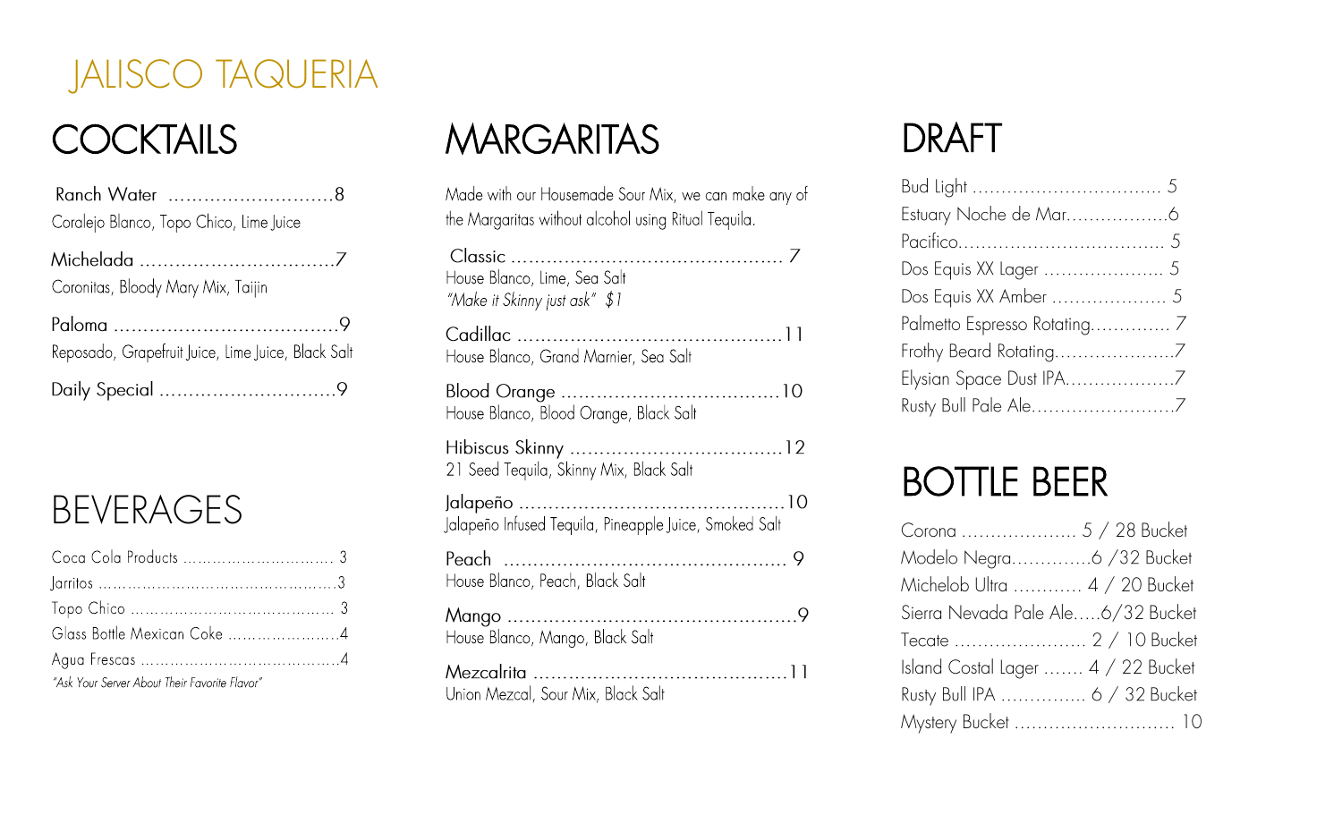# JALISCO TAQUERIA

## COCKTAILS

Ranch Water ............................8
Coralejo Blanco, Topo Chico, Lime Juice

Michelada .................................7
Coronitas, Bloody Mary Mix, Taijin

Paloma ......................................9
Reposado, Grapefruit Juice, Lime Juice, Black Salt

Daily Special ..............................9

## BEVERAGES

Coca Cola Products .............................. 3
Jarritos ..................................................3
Topo Chico ......................................... 3
Glass Bottle Mexican Coke .......................4
Agua Frescas ..........................................4
*"Ask Your Server About Their Favorite Flavor"*

## MARGARITAS

Made with our Housemade Sour Mix, we can make any of the Margaritas without alcohol using Ritual Tequila.

Classic ............................................. 7
House Blanco, Lime, Sea Salt
*"Make it Skinny just ask" $1*

Cadillac ............................................11
House Blanco, Grand Marnier, Sea Salt

Blood Orange .....................................10
House Blanco, Blood Orange, Black Salt

Hibiscus Skinny ....................................12
21 Seed Tequila, Skinny Mix, Black Salt

Jalapeño ............................................10
Jalapeño Infused Tequila, Pineapple Juice, Smoked Salt

Peach ............................................... 9
House Blanco, Peach, Black Salt

Mango ................................................9
House Blanco, Mango, Black Salt

Mezcalrita ..........................................11
Union Mezcal, Sour Mix, Black Salt

## DRAFT

Bud Light ................................. 5
Estuary Noche de Mar..................6
Pacifico................................... 5
Dos Equis XX Lager ..................... 5
Dos Equis XX Amber .................... 5
Palmetto Espresso Rotating.............. 7
Frothy Beard Rotating.....................7
Elysian Space Dust IPA...................7
Rusty Bull Pale Ale.........................7

## BOTTLE BEER

Corona .................... 5 / 28 Bucket
Modelo Negra..............6 /32 Bucket
Michelob Ultra ............ 4 / 20 Bucket
Sierra Nevada Pale Ale.....6/32 Bucket
Tecate ....................... 2 / 10 Bucket
Island Costal Lager ....... 4 / 22 Bucket
Rusty Bull IPA ............... 6 / 32 Bucket
Mystery Bucket ............................ 10